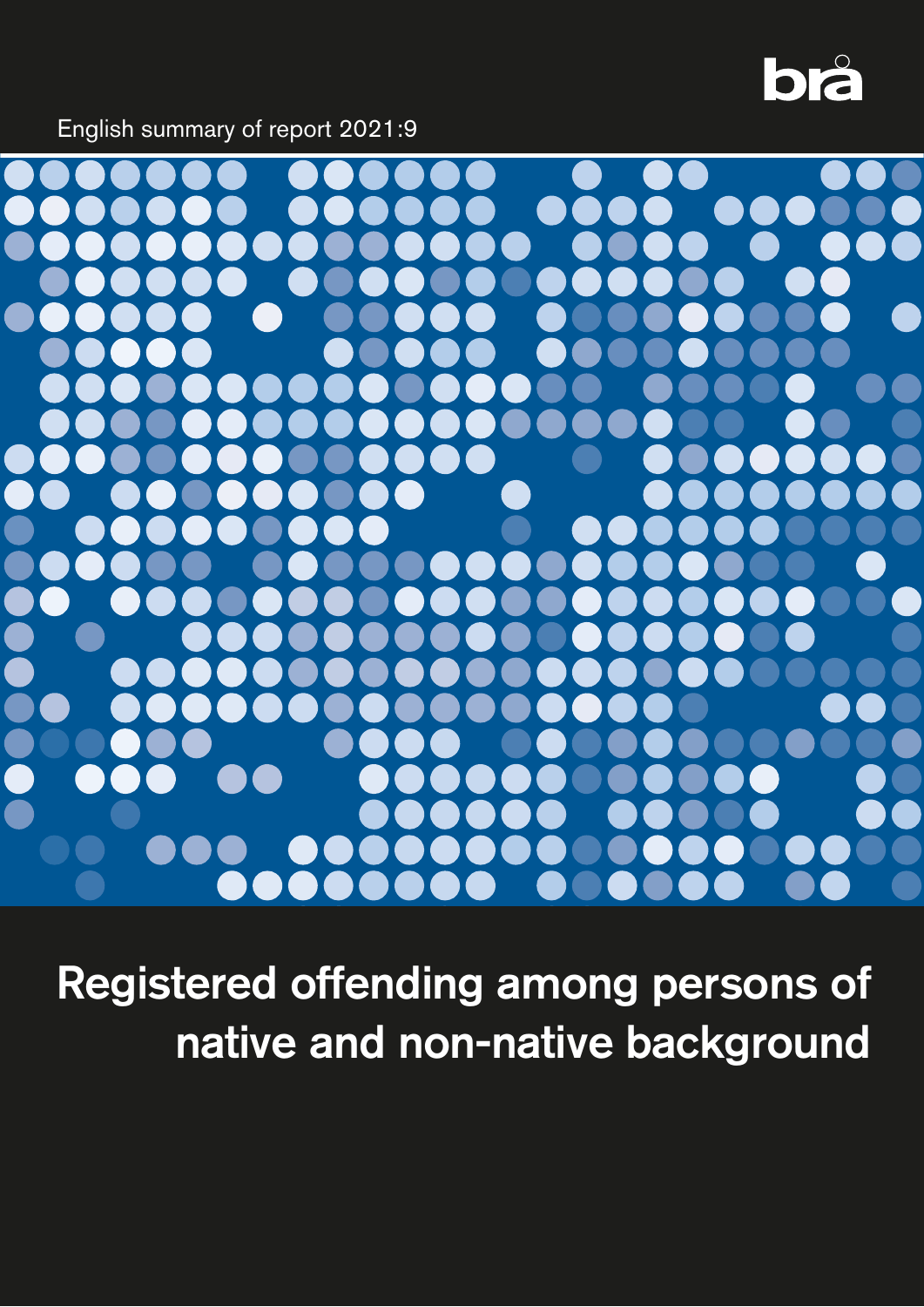bra

English summary of report 2021:9

# Registered offending among persons of native and non-native background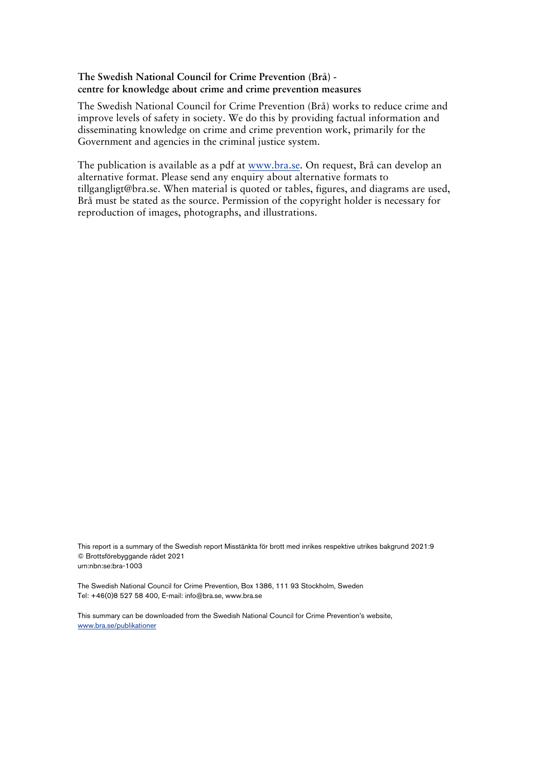**The Swedish National Council for Crime Prevention (Brå) - centre for knowledge about crime and crime prevention measures**

The Swedish National Council for Crime Prevention (Brå) works to reduce crime and improve levels of safety in society. We do this by providing factual information and disseminating knowledge on crime and crime prevention work, primarily for the Government and agencies in the criminal justice system.

The publication is available as a pdf at www.bra.se. On request, Brå can develop an alternative format. Please send any enquiry about alternative formats to tillgangligt@bra.se. When material is quoted or tables, figures, and diagrams are used, Brå must be stated as the source. Permission of the copyright holder is necessary for reproduction of images, photographs, and illustrations.

This report is a summary of the Swedish report Misstänkta för brott med inrikes respektive utrikes bakgrund 2021:9
© Brottsförebyggande rådet 2021
urn:nbn:se:bra-1003

The Swedish National Council for Crime Prevention, Box 1386, 111 93 Stockholm, Sweden
Tel: +46(0)8 527 58 400, E-mail: info@bra.se, www.bra.se

This summary can be downloaded from the Swedish National Council for Crime Prevention's website, www.bra.se/publikationer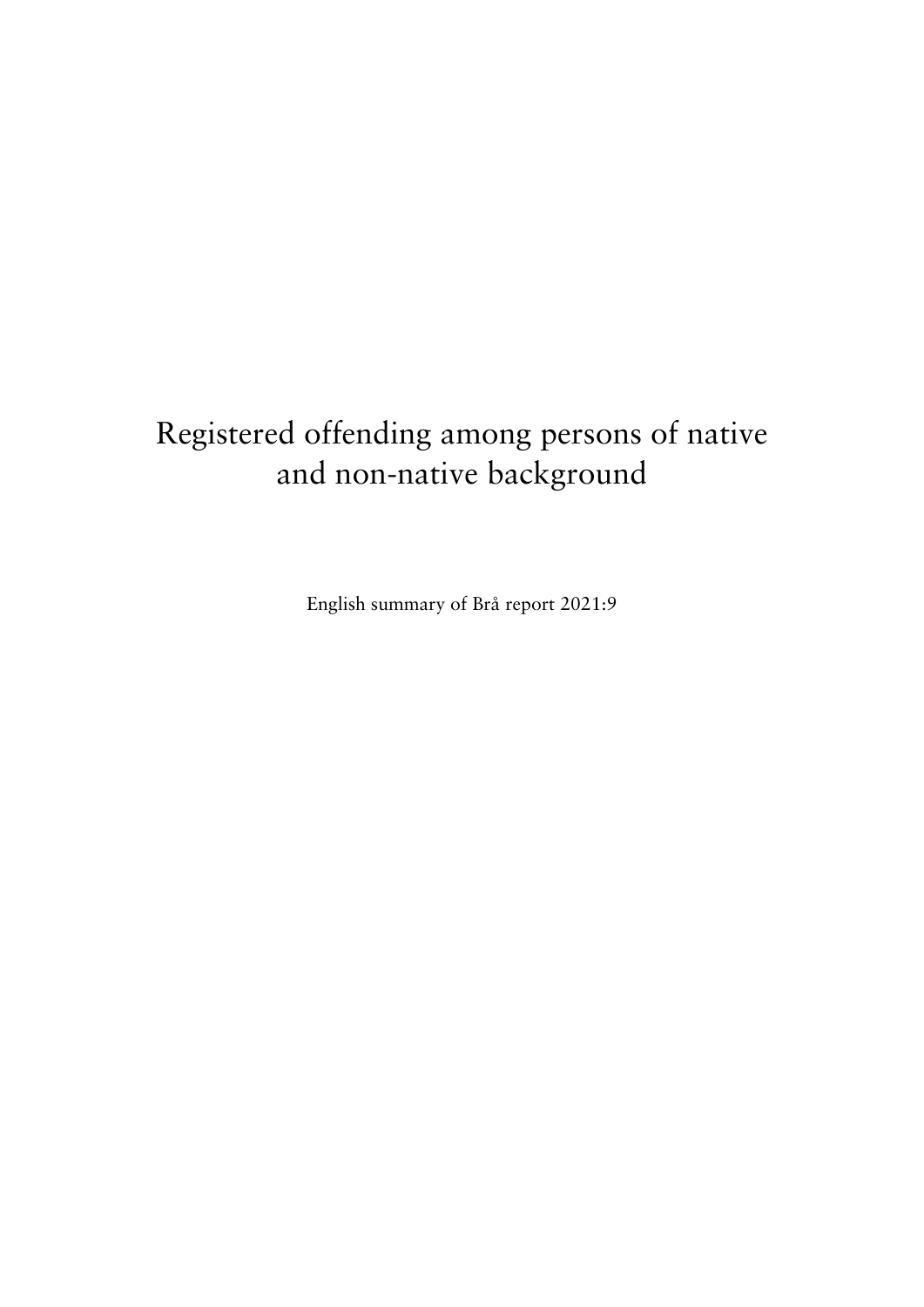# Registered offending among persons of native and non-native background

English summary of Brå report 2021:9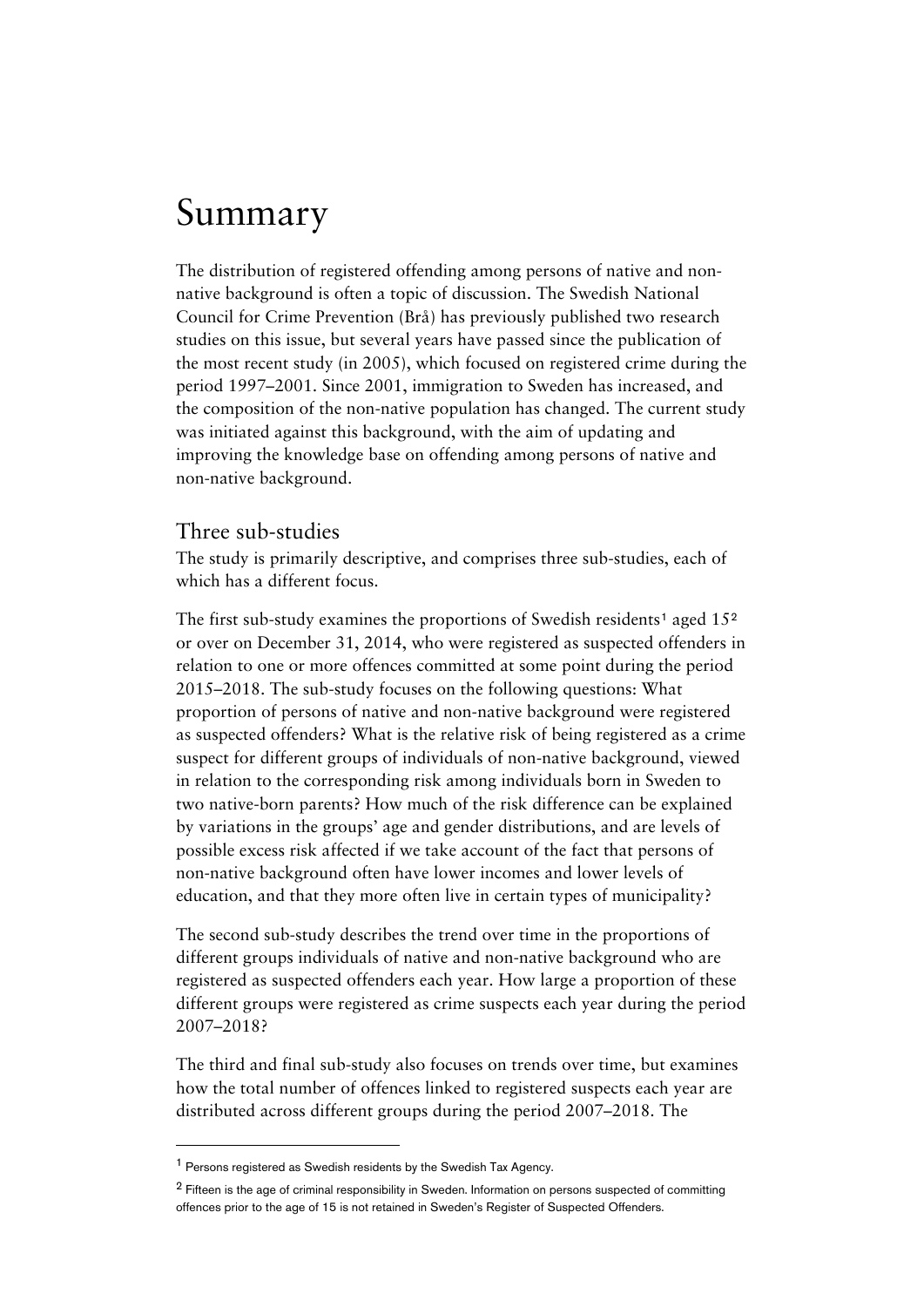# Summary

The distribution of registered offending among persons of native and non-native background is often a topic of discussion. The Swedish National Council for Crime Prevention (Brå) has previously published two research studies on this issue, but several years have passed since the publication of the most recent study (in 2005), which focused on registered crime during the period 1997–2001. Since 2001, immigration to Sweden has increased, and the composition of the non-native population has changed. The current study was initiated against this background, with the aim of updating and improving the knowledge base on offending among persons of native and non-native background.

## Three sub-studies

The study is primarily descriptive, and comprises three sub-studies, each of which has a different focus.

The first sub-study examines the proportions of Swedish residents[1] aged 15[2] or over on December 31, 2014, who were registered as suspected offenders in relation to one or more offences committed at some point during the period 2015–2018. The sub-study focuses on the following questions: What proportion of persons of native and non-native background were registered as suspected offenders? What is the relative risk of being registered as a crime suspect for different groups of individuals of non-native background, viewed in relation to the corresponding risk among individuals born in Sweden to two native-born parents? How much of the risk difference can be explained by variations in the groups' age and gender distributions, and are levels of possible excess risk affected if we take account of the fact that persons of non-native background often have lower incomes and lower levels of education, and that they more often live in certain types of municipality?

The second sub-study describes the trend over time in the proportions of different groups individuals of native and non-native background who are registered as suspected offenders each year. How large a proportion of these different groups were registered as crime suspects each year during the period 2007–2018?

The third and final sub-study also focuses on trends over time, but examines how the total number of offences linked to registered suspects each year are distributed across different groups during the period 2007–2018. The

---

[1] Persons registered as Swedish residents by the Swedish Tax Agency.

[2] Fifteen is the age of criminal responsibility in Sweden. Information on persons suspected of committing offences prior to the age of 15 is not retained in Sweden's Register of Suspected Offenders.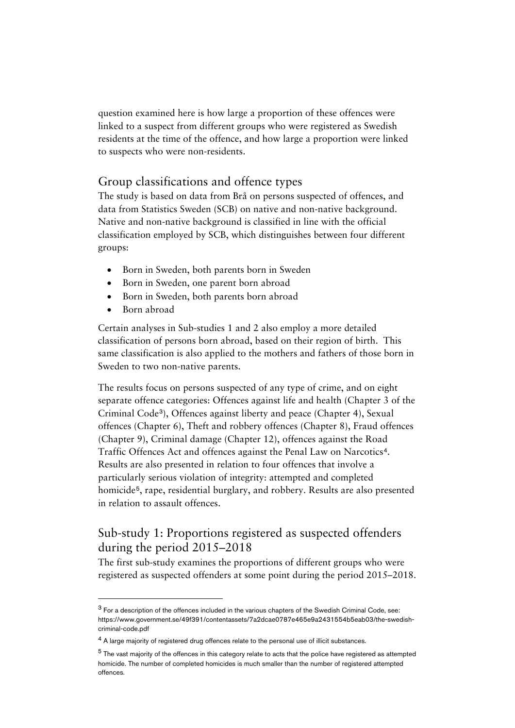question examined here is how large a proportion of these offences were linked to a suspect from different groups who were registered as Swedish residents at the time of the offence, and how large a proportion were linked to suspects who were non-residents.

## Group classifications and offence types

The study is based on data from Brå on persons suspected of offences, and data from Statistics Sweden (SCB) on native and non-native background. Native and non-native background is classified in line with the official classification employed by SCB, which distinguishes between four different groups:

- Born in Sweden, both parents born in Sweden
- Born in Sweden, one parent born abroad
- Born in Sweden, both parents born abroad
- Born abroad

Certain analyses in Sub-studies 1 and 2 also employ a more detailed classification of persons born abroad, based on their region of birth. This same classification is also applied to the mothers and fathers of those born in Sweden to two non-native parents.

The results focus on persons suspected of any type of crime, and on eight separate offence categories: Offences against life and health (Chapter 3 of the Criminal Code[3]), Offences against liberty and peace (Chapter 4), Sexual offences (Chapter 6), Theft and robbery offences (Chapter 8), Fraud offences (Chapter 9), Criminal damage (Chapter 12), offences against the Road Traffic Offences Act and offences against the Penal Law on Narcotics[4]. Results are also presented in relation to four offences that involve a particularly serious violation of integrity: attempted and completed homicide[5], rape, residential burglary, and robbery. Results are also presented in relation to assault offences.

## Sub-study 1: Proportions registered as suspected offenders during the period 2015–2018

The first sub-study examines the proportions of different groups who were registered as suspected offenders at some point during the period 2015–2018.

---

[3] For a description of the offences included in the various chapters of the Swedish Criminal Code, see: https://www.government.se/49f391/contentassets/7a2dcae0787e465e9a2431554b5eab03/the-swedish-criminal-code.pdf

[4] A large majority of registered drug offences relate to the personal use of illicit substances.

[5] The vast majority of the offences in this category relate to acts that the police have registered as attempted homicide. The number of completed homicides is much smaller than the number of registered attempted offences.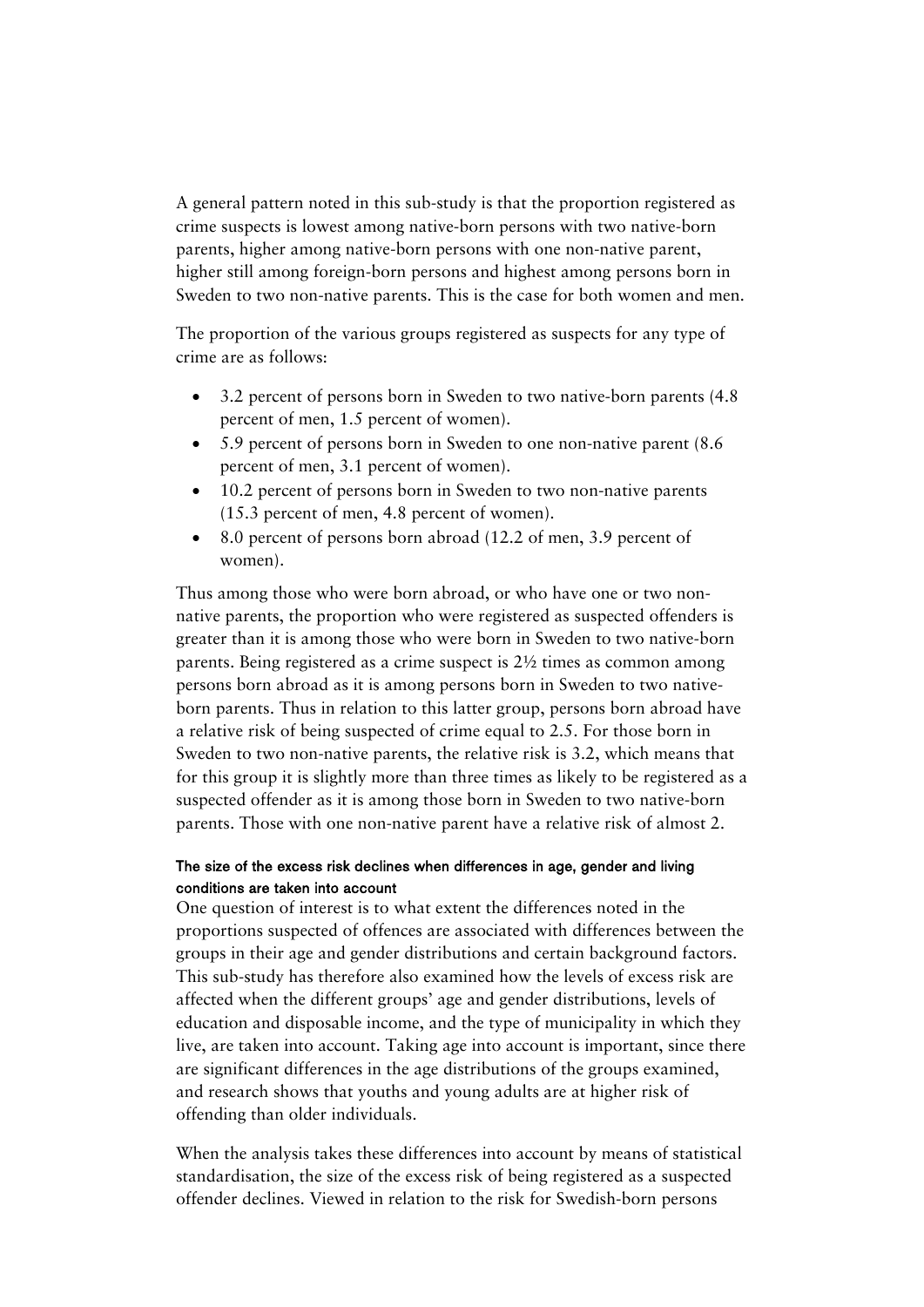A general pattern noted in this sub-study is that the proportion registered as crime suspects is lowest among native-born persons with two native-born parents, higher among native-born persons with one non-native parent, higher still among foreign-born persons and highest among persons born in Sweden to two non-native parents. This is the case for both women and men.

The proportion of the various groups registered as suspects for any type of crime are as follows:

- 3.2 percent of persons born in Sweden to two native-born parents (4.8 percent of men, 1.5 percent of women).
- 5.9 percent of persons born in Sweden to one non-native parent (8.6 percent of men, 3.1 percent of women).
- 10.2 percent of persons born in Sweden to two non-native parents (15.3 percent of men, 4.8 percent of women).
- 8.0 percent of persons born abroad (12.2 of men, 3.9 percent of women).

Thus among those who were born abroad, or who have one or two non-native parents, the proportion who were registered as suspected offenders is greater than it is among those who were born in Sweden to two native-born parents. Being registered as a crime suspect is 2½ times as common among persons born abroad as it is among persons born in Sweden to two native-born parents. Thus in relation to this latter group, persons born abroad have a relative risk of being suspected of crime equal to 2.5. For those born in Sweden to two non-native parents, the relative risk is 3.2, which means that for this group it is slightly more than three times as likely to be registered as a suspected offender as it is among those born in Sweden to two native-born parents. Those with one non-native parent have a relative risk of almost 2.

#### The size of the excess risk declines when differences in age, gender and living conditions are taken into account

One question of interest is to what extent the differences noted in the proportions suspected of offences are associated with differences between the groups in their age and gender distributions and certain background factors. This sub-study has therefore also examined how the levels of excess risk are affected when the different groups' age and gender distributions, levels of education and disposable income, and the type of municipality in which they live, are taken into account. Taking age into account is important, since there are significant differences in the age distributions of the groups examined, and research shows that youths and young adults are at higher risk of offending than older individuals.

When the analysis takes these differences into account by means of statistical standardisation, the size of the excess risk of being registered as a suspected offender declines. Viewed in relation to the risk for Swedish-born persons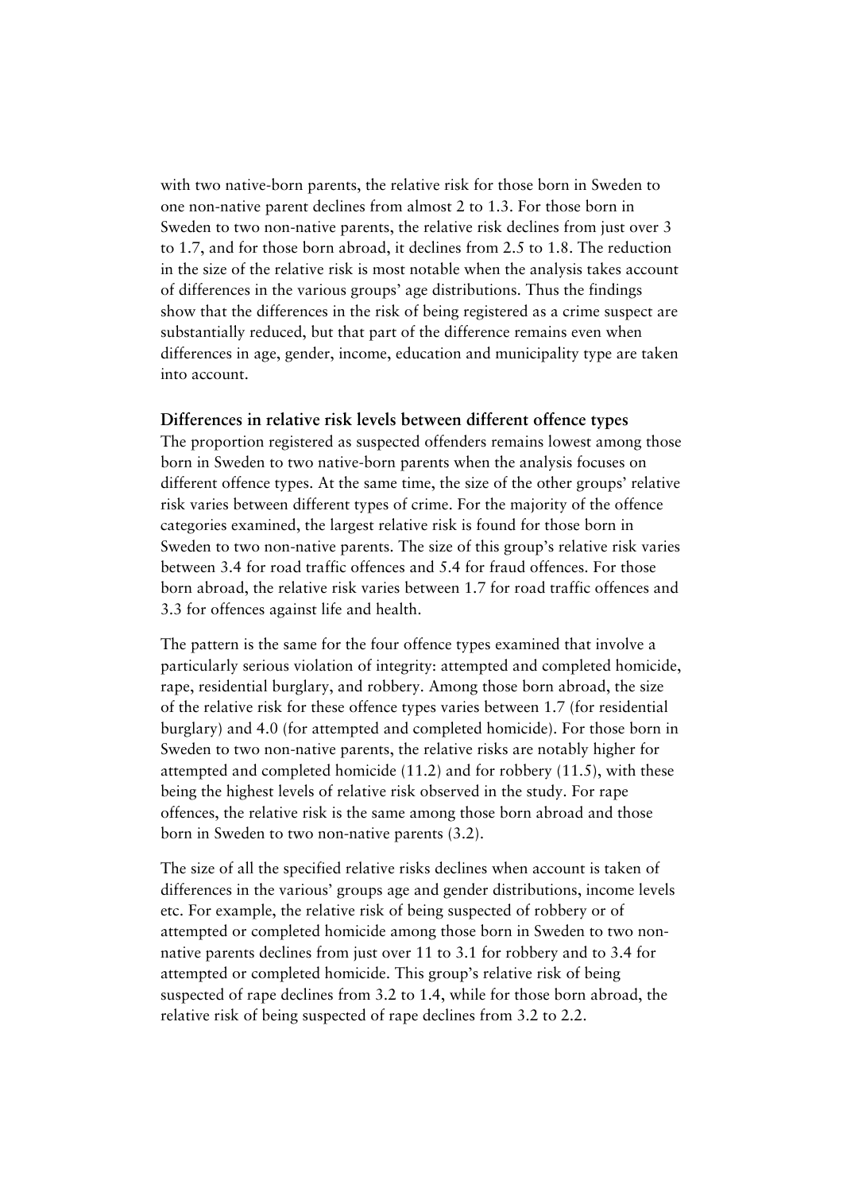with two native-born parents, the relative risk for those born in Sweden to one non-native parent declines from almost 2 to 1.3. For those born in Sweden to two non-native parents, the relative risk declines from just over 3 to 1.7, and for those born abroad, it declines from 2.5 to 1.8. The reduction in the size of the relative risk is most notable when the analysis takes account of differences in the various groups' age distributions. Thus the findings show that the differences in the risk of being registered as a crime suspect are substantially reduced, but that part of the difference remains even when differences in age, gender, income, education and municipality type are taken into account.

**Differences in relative risk levels between different offence types**

The proportion registered as suspected offenders remains lowest among those born in Sweden to two native-born parents when the analysis focuses on different offence types. At the same time, the size of the other groups' relative risk varies between different types of crime. For the majority of the offence categories examined, the largest relative risk is found for those born in Sweden to two non-native parents. The size of this group's relative risk varies between 3.4 for road traffic offences and 5.4 for fraud offences. For those born abroad, the relative risk varies between 1.7 for road traffic offences and 3.3 for offences against life and health.

The pattern is the same for the four offence types examined that involve a particularly serious violation of integrity: attempted and completed homicide, rape, residential burglary, and robbery. Among those born abroad, the size of the relative risk for these offence types varies between 1.7 (for residential burglary) and 4.0 (for attempted and completed homicide). For those born in Sweden to two non-native parents, the relative risks are notably higher for attempted and completed homicide (11.2) and for robbery (11.5), with these being the highest levels of relative risk observed in the study. For rape offences, the relative risk is the same among those born abroad and those born in Sweden to two non-native parents (3.2).

The size of all the specified relative risks declines when account is taken of differences in the various' groups age and gender distributions, income levels etc. For example, the relative risk of being suspected of robbery or of attempted or completed homicide among those born in Sweden to two non-native parents declines from just over 11 to 3.1 for robbery and to 3.4 for attempted or completed homicide. This group's relative risk of being suspected of rape declines from 3.2 to 1.4, while for those born abroad, the relative risk of being suspected of rape declines from 3.2 to 2.2.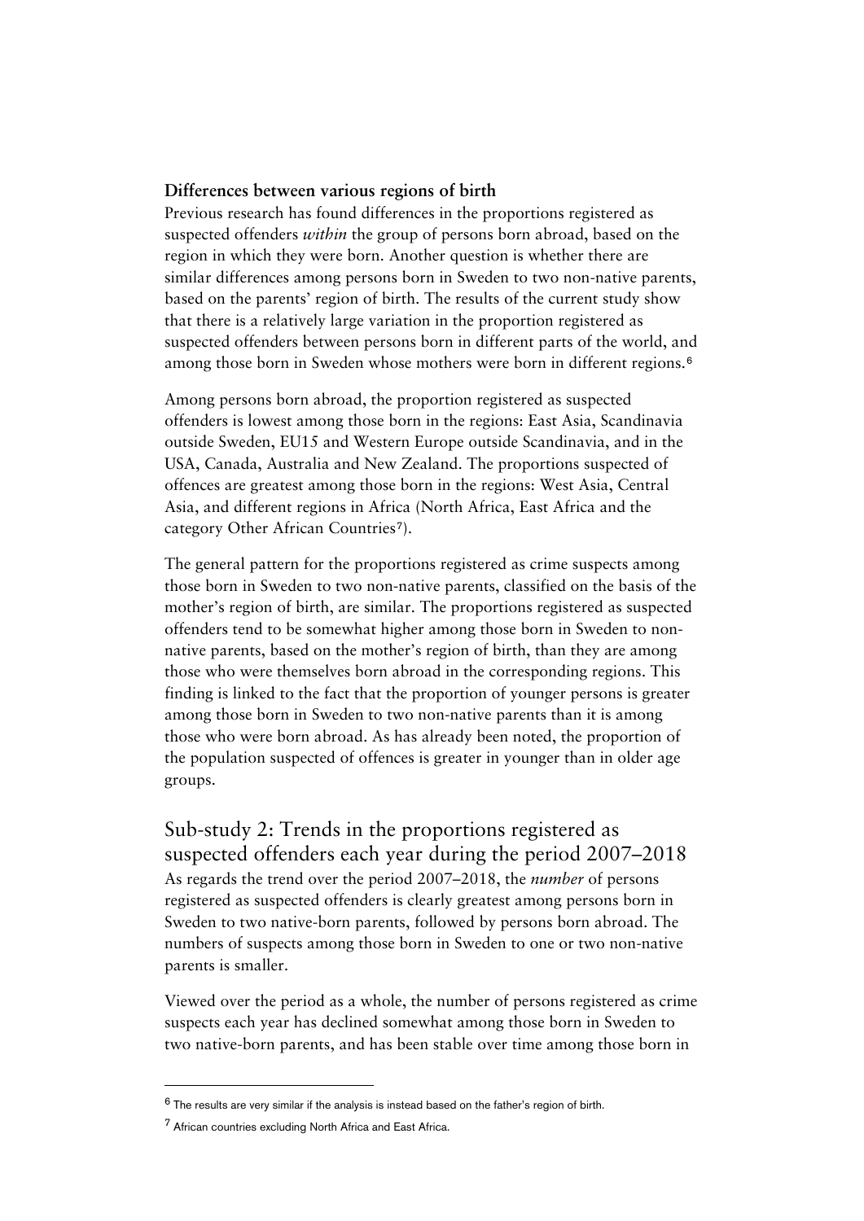### Differences between various regions of birth

Previous research has found differences in the proportions registered as suspected offenders *within* the group of persons born abroad, based on the region in which they were born. Another question is whether there are similar differences among persons born in Sweden to two non-native parents, based on the parents' region of birth. The results of the current study show that there is a relatively large variation in the proportion registered as suspected offenders between persons born in different parts of the world, and among those born in Sweden whose mothers were born in different regions.[6]

Among persons born abroad, the proportion registered as suspected offenders is lowest among those born in the regions: East Asia, Scandinavia outside Sweden, EU15 and Western Europe outside Scandinavia, and in the USA, Canada, Australia and New Zealand. The proportions suspected of offences are greatest among those born in the regions: West Asia, Central Asia, and different regions in Africa (North Africa, East Africa and the category Other African Countries[7]).

The general pattern for the proportions registered as crime suspects among those born in Sweden to two non-native parents, classified on the basis of the mother's region of birth, are similar. The proportions registered as suspected offenders tend to be somewhat higher among those born in Sweden to non-native parents, based on the mother's region of birth, than they are among those who were themselves born abroad in the corresponding regions. This finding is linked to the fact that the proportion of younger persons is greater among those born in Sweden to two non-native parents than it is among those who were born abroad. As has already been noted, the proportion of the population suspected of offences is greater in younger than in older age groups.

## Sub-study 2: Trends in the proportions registered as suspected offenders each year during the period 2007–2018

As regards the trend over the period 2007–2018, the *number* of persons registered as suspected offenders is clearly greatest among persons born in Sweden to two native-born parents, followed by persons born abroad. The numbers of suspects among those born in Sweden to one or two non-native parents is smaller.

Viewed over the period as a whole, the number of persons registered as crime suspects each year has declined somewhat among those born in Sweden to two native-born parents, and has been stable over time among those born in

---

[6] The results are very similar if the analysis is instead based on the father's region of birth.

[7] African countries excluding North Africa and East Africa.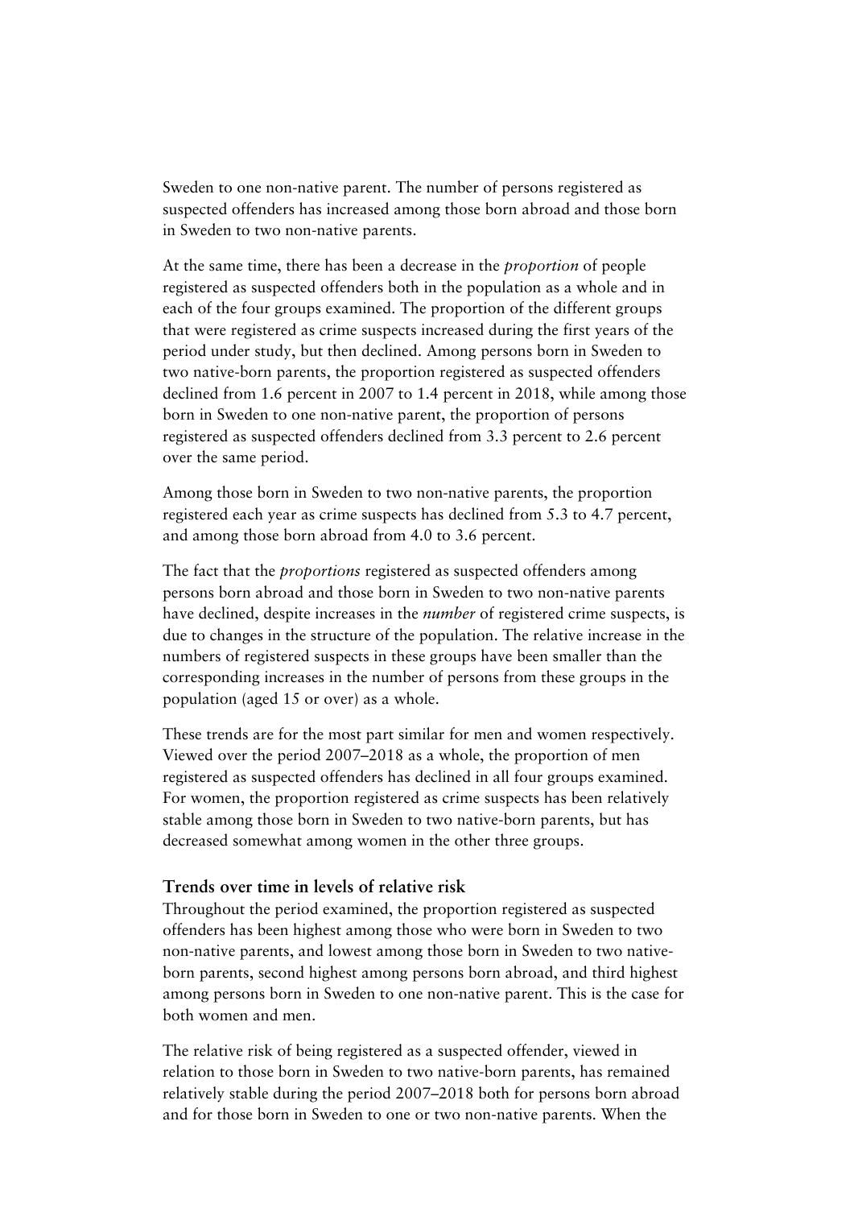Sweden to one non-native parent. The number of persons registered as suspected offenders has increased among those born abroad and those born in Sweden to two non-native parents.

At the same time, there has been a decrease in the *proportion* of people registered as suspected offenders both in the population as a whole and in each of the four groups examined. The proportion of the different groups that were registered as crime suspects increased during the first years of the period under study, but then declined. Among persons born in Sweden to two native-born parents, the proportion registered as suspected offenders declined from 1.6 percent in 2007 to 1.4 percent in 2018, while among those born in Sweden to one non-native parent, the proportion of persons registered as suspected offenders declined from 3.3 percent to 2.6 percent over the same period.

Among those born in Sweden to two non-native parents, the proportion registered each year as crime suspects has declined from 5.3 to 4.7 percent, and among those born abroad from 4.0 to 3.6 percent.

The fact that the *proportions* registered as suspected offenders among persons born abroad and those born in Sweden to two non-native parents have declined, despite increases in the *number* of registered crime suspects, is due to changes in the structure of the population. The relative increase in the numbers of registered suspects in these groups have been smaller than the corresponding increases in the number of persons from these groups in the population (aged 15 or over) as a whole.

These trends are for the most part similar for men and women respectively. Viewed over the period 2007–2018 as a whole, the proportion of men registered as suspected offenders has declined in all four groups examined. For women, the proportion registered as crime suspects has been relatively stable among those born in Sweden to two native-born parents, but has decreased somewhat among women in the other three groups.

### Trends over time in levels of relative risk

Throughout the period examined, the proportion registered as suspected offenders has been highest among those who were born in Sweden to two non-native parents, and lowest among those born in Sweden to two native-born parents, second highest among persons born abroad, and third highest among persons born in Sweden to one non-native parent. This is the case for both women and men.

The relative risk of being registered as a suspected offender, viewed in relation to those born in Sweden to two native-born parents, has remained relatively stable during the period 2007–2018 both for persons born abroad and for those born in Sweden to one or two non-native parents. When the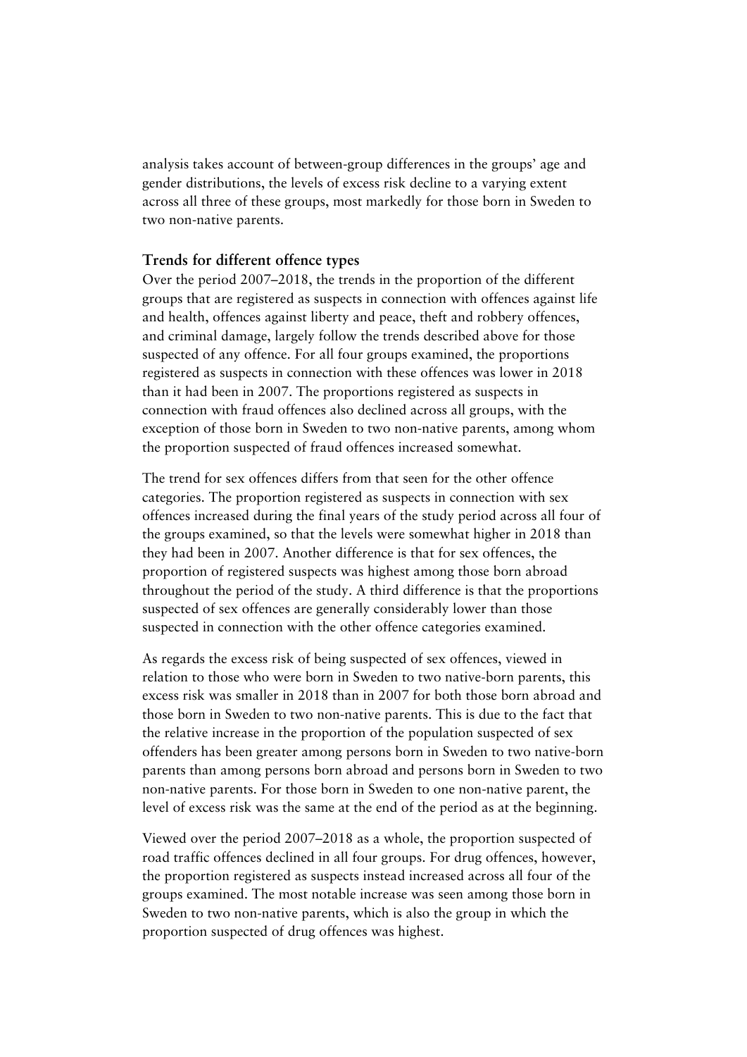analysis takes account of between-group differences in the groups' age and gender distributions, the levels of excess risk decline to a varying extent across all three of these groups, most markedly for those born in Sweden to two non-native parents.

### Trends for different offence types

Over the period 2007–2018, the trends in the proportion of the different groups that are registered as suspects in connection with offences against life and health, offences against liberty and peace, theft and robbery offences, and criminal damage, largely follow the trends described above for those suspected of any offence. For all four groups examined, the proportions registered as suspects in connection with these offences was lower in 2018 than it had been in 2007. The proportions registered as suspects in connection with fraud offences also declined across all groups, with the exception of those born in Sweden to two non-native parents, among whom the proportion suspected of fraud offences increased somewhat.

The trend for sex offences differs from that seen for the other offence categories. The proportion registered as suspects in connection with sex offences increased during the final years of the study period across all four of the groups examined, so that the levels were somewhat higher in 2018 than they had been in 2007. Another difference is that for sex offences, the proportion of registered suspects was highest among those born abroad throughout the period of the study. A third difference is that the proportions suspected of sex offences are generally considerably lower than those suspected in connection with the other offence categories examined.

As regards the excess risk of being suspected of sex offences, viewed in relation to those who were born in Sweden to two native-born parents, this excess risk was smaller in 2018 than in 2007 for both those born abroad and those born in Sweden to two non-native parents. This is due to the fact that the relative increase in the proportion of the population suspected of sex offenders has been greater among persons born in Sweden to two native-born parents than among persons born abroad and persons born in Sweden to two non-native parents. For those born in Sweden to one non-native parent, the level of excess risk was the same at the end of the period as at the beginning.

Viewed over the period 2007–2018 as a whole, the proportion suspected of road traffic offences declined in all four groups. For drug offences, however, the proportion registered as suspects instead increased across all four of the groups examined. The most notable increase was seen among those born in Sweden to two non-native parents, which is also the group in which the proportion suspected of drug offences was highest.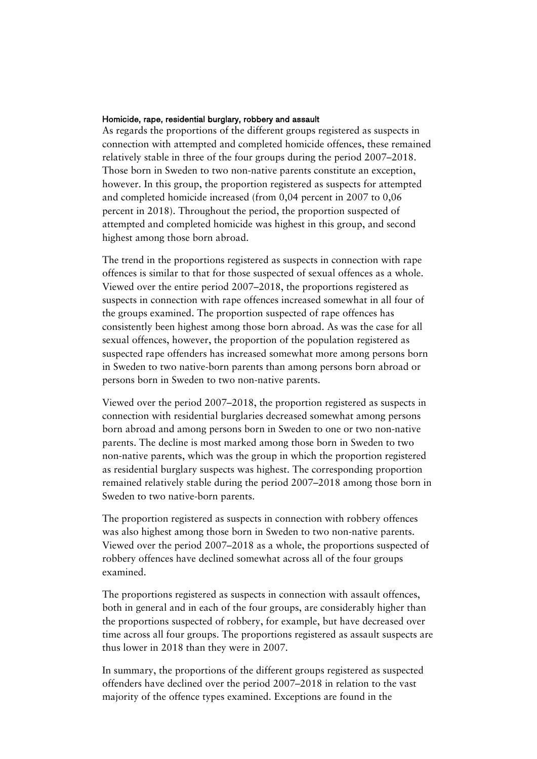#### Homicide, rape, residential burglary, robbery and assault

As regards the proportions of the different groups registered as suspects in connection with attempted and completed homicide offences, these remained relatively stable in three of the four groups during the period 2007–2018. Those born in Sweden to two non-native parents constitute an exception, however. In this group, the proportion registered as suspects for attempted and completed homicide increased (from 0,04 percent in 2007 to 0,06 percent in 2018). Throughout the period, the proportion suspected of attempted and completed homicide was highest in this group, and second highest among those born abroad.

The trend in the proportions registered as suspects in connection with rape offences is similar to that for those suspected of sexual offences as a whole. Viewed over the entire period 2007–2018, the proportions registered as suspects in connection with rape offences increased somewhat in all four of the groups examined. The proportion suspected of rape offences has consistently been highest among those born abroad. As was the case for all sexual offences, however, the proportion of the population registered as suspected rape offenders has increased somewhat more among persons born in Sweden to two native-born parents than among persons born abroad or persons born in Sweden to two non-native parents.

Viewed over the period 2007–2018, the proportion registered as suspects in connection with residential burglaries decreased somewhat among persons born abroad and among persons born in Sweden to one or two non-native parents. The decline is most marked among those born in Sweden to two non-native parents, which was the group in which the proportion registered as residential burglary suspects was highest. The corresponding proportion remained relatively stable during the period 2007–2018 among those born in Sweden to two native-born parents.

The proportion registered as suspects in connection with robbery offences was also highest among those born in Sweden to two non-native parents. Viewed over the period 2007–2018 as a whole, the proportions suspected of robbery offences have declined somewhat across all of the four groups examined.

The proportions registered as suspects in connection with assault offences, both in general and in each of the four groups, are considerably higher than the proportions suspected of robbery, for example, but have decreased over time across all four groups. The proportions registered as assault suspects are thus lower in 2018 than they were in 2007.

In summary, the proportions of the different groups registered as suspected offenders have declined over the period 2007–2018 in relation to the vast majority of the offence types examined. Exceptions are found in the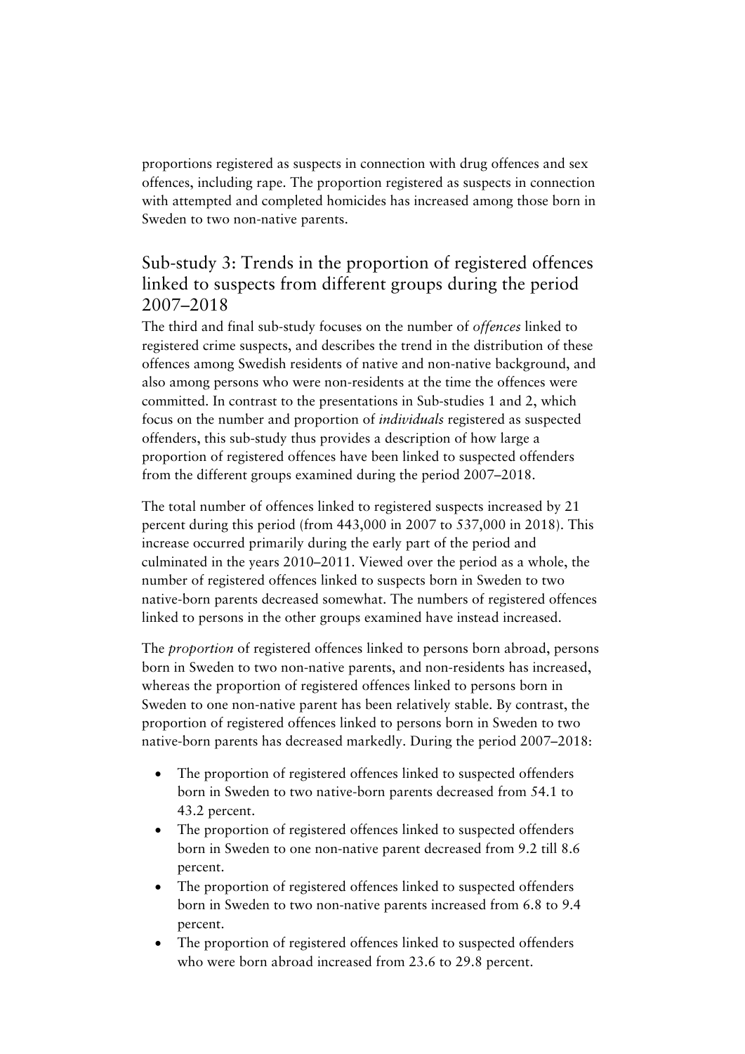proportions registered as suspects in connection with drug offences and sex offences, including rape. The proportion registered as suspects in connection with attempted and completed homicides has increased among those born in Sweden to two non-native parents.

## Sub-study 3: Trends in the proportion of registered offences linked to suspects from different groups during the period 2007–2018

The third and final sub-study focuses on the number of *offences* linked to registered crime suspects, and describes the trend in the distribution of these offences among Swedish residents of native and non-native background, and also among persons who were non-residents at the time the offences were committed. In contrast to the presentations in Sub-studies 1 and 2, which focus on the number and proportion of *individuals* registered as suspected offenders, this sub-study thus provides a description of how large a proportion of registered offences have been linked to suspected offenders from the different groups examined during the period 2007–2018.

The total number of offences linked to registered suspects increased by 21 percent during this period (from 443,000 in 2007 to 537,000 in 2018). This increase occurred primarily during the early part of the period and culminated in the years 2010–2011. Viewed over the period as a whole, the number of registered offences linked to suspects born in Sweden to two native-born parents decreased somewhat. The numbers of registered offences linked to persons in the other groups examined have instead increased.

The *proportion* of registered offences linked to persons born abroad, persons born in Sweden to two non-native parents, and non-residents has increased, whereas the proportion of registered offences linked to persons born in Sweden to one non-native parent has been relatively stable. By contrast, the proportion of registered offences linked to persons born in Sweden to two native-born parents has decreased markedly. During the period 2007–2018:

- The proportion of registered offences linked to suspected offenders born in Sweden to two native-born parents decreased from 54.1 to 43.2 percent.
- The proportion of registered offences linked to suspected offenders born in Sweden to one non-native parent decreased from 9.2 till 8.6 percent.
- The proportion of registered offences linked to suspected offenders born in Sweden to two non-native parents increased from 6.8 to 9.4 percent.
- The proportion of registered offences linked to suspected offenders who were born abroad increased from 23.6 to 29.8 percent.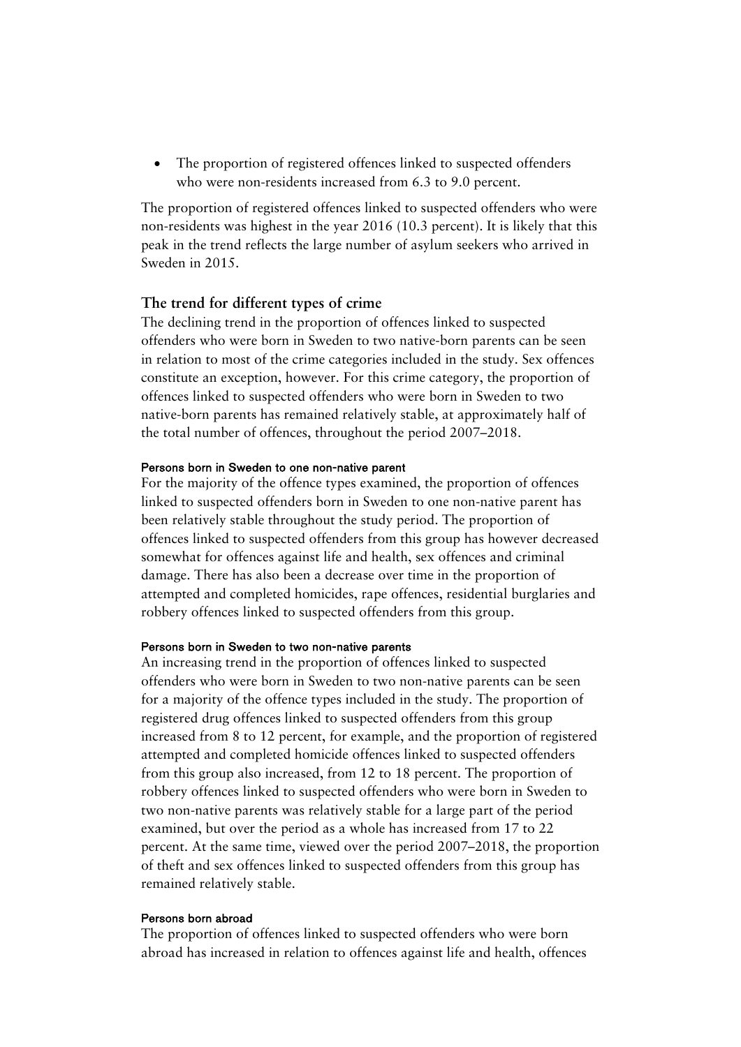- The proportion of registered offences linked to suspected offenders who were non-residents increased from 6.3 to 9.0 percent.

The proportion of registered offences linked to suspected offenders who were non-residents was highest in the year 2016 (10.3 percent). It is likely that this peak in the trend reflects the large number of asylum seekers who arrived in Sweden in 2015.

## The trend for different types of crime

The declining trend in the proportion of offences linked to suspected offenders who were born in Sweden to two native-born parents can be seen in relation to most of the crime categories included in the study. Sex offences constitute an exception, however. For this crime category, the proportion of offences linked to suspected offenders who were born in Sweden to two native-born parents has remained relatively stable, at approximately half of the total number of offences, throughout the period 2007–2018.

#### Persons born in Sweden to one non-native parent

For the majority of the offence types examined, the proportion of offences linked to suspected offenders born in Sweden to one non-native parent has been relatively stable throughout the study period. The proportion of offences linked to suspected offenders from this group has however decreased somewhat for offences against life and health, sex offences and criminal damage. There has also been a decrease over time in the proportion of attempted and completed homicides, rape offences, residential burglaries and robbery offences linked to suspected offenders from this group.

#### Persons born in Sweden to two non-native parents

An increasing trend in the proportion of offences linked to suspected offenders who were born in Sweden to two non-native parents can be seen for a majority of the offence types included in the study. The proportion of registered drug offences linked to suspected offenders from this group increased from 8 to 12 percent, for example, and the proportion of registered attempted and completed homicide offences linked to suspected offenders from this group also increased, from 12 to 18 percent. The proportion of robbery offences linked to suspected offenders who were born in Sweden to two non-native parents was relatively stable for a large part of the period examined, but over the period as a whole has increased from 17 to 22 percent. At the same time, viewed over the period 2007–2018, the proportion of theft and sex offences linked to suspected offenders from this group has remained relatively stable.

#### Persons born abroad

The proportion of offences linked to suspected offenders who were born abroad has increased in relation to offences against life and health, offences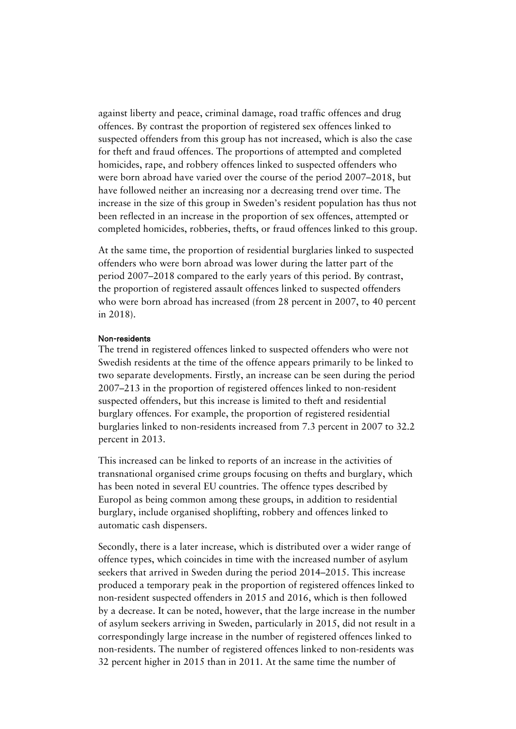against liberty and peace, criminal damage, road traffic offences and drug offences. By contrast the proportion of registered sex offences linked to suspected offenders from this group has not increased, which is also the case for theft and fraud offences. The proportions of attempted and completed homicides, rape, and robbery offences linked to suspected offenders who were born abroad have varied over the course of the period 2007–2018, but have followed neither an increasing nor a decreasing trend over time. The increase in the size of this group in Sweden's resident population has thus not been reflected in an increase in the proportion of sex offences, attempted or completed homicides, robberies, thefts, or fraud offences linked to this group.

At the same time, the proportion of residential burglaries linked to suspected offenders who were born abroad was lower during the latter part of the period 2007–2018 compared to the early years of this period. By contrast, the proportion of registered assault offences linked to suspected offenders who were born abroad has increased (from 28 percent in 2007, to 40 percent in 2018).

#### Non-residents

The trend in registered offences linked to suspected offenders who were not Swedish residents at the time of the offence appears primarily to be linked to two separate developments. Firstly, an increase can be seen during the period 2007–213 in the proportion of registered offences linked to non-resident suspected offenders, but this increase is limited to theft and residential burglary offences. For example, the proportion of registered residential burglaries linked to non-residents increased from 7.3 percent in 2007 to 32.2 percent in 2013.

This increased can be linked to reports of an increase in the activities of transnational organised crime groups focusing on thefts and burglary, which has been noted in several EU countries. The offence types described by Europol as being common among these groups, in addition to residential burglary, include organised shoplifting, robbery and offences linked to automatic cash dispensers.

Secondly, there is a later increase, which is distributed over a wider range of offence types, which coincides in time with the increased number of asylum seekers that arrived in Sweden during the period 2014–2015. This increase produced a temporary peak in the proportion of registered offences linked to non-resident suspected offenders in 2015 and 2016, which is then followed by a decrease. It can be noted, however, that the large increase in the number of asylum seekers arriving in Sweden, particularly in 2015, did not result in a correspondingly large increase in the number of registered offences linked to non-residents. The number of registered offences linked to non-residents was 32 percent higher in 2015 than in 2011. At the same time the number of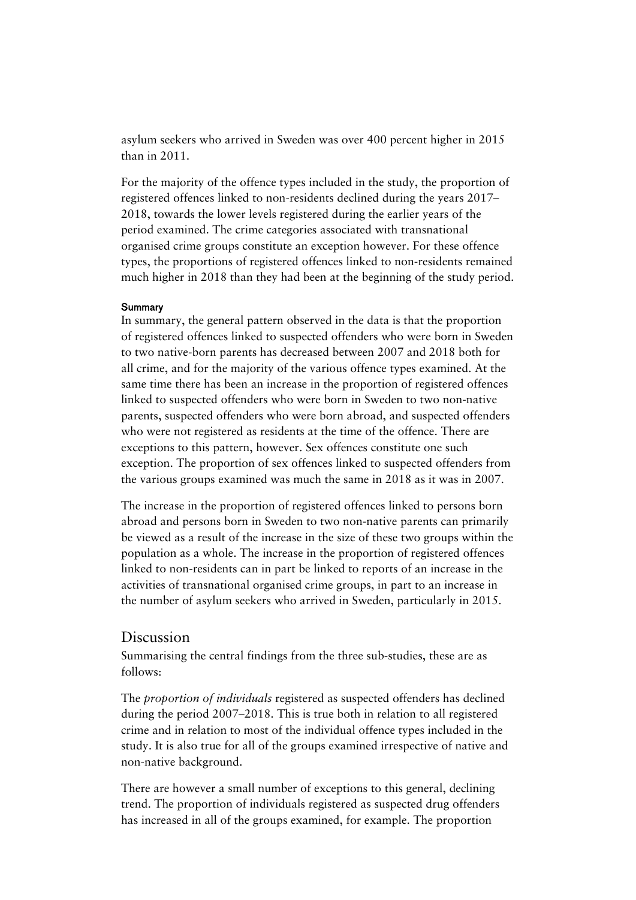asylum seekers who arrived in Sweden was over 400 percent higher in 2015 than in 2011.

For the majority of the offence types included in the study, the proportion of registered offences linked to non-residents declined during the years 2017–2018, towards the lower levels registered during the earlier years of the period examined. The crime categories associated with transnational organised crime groups constitute an exception however. For these offence types, the proportions of registered offences linked to non-residents remained much higher in 2018 than they had been at the beginning of the study period.

#### Summary

In summary, the general pattern observed in the data is that the proportion of registered offences linked to suspected offenders who were born in Sweden to two native-born parents has decreased between 2007 and 2018 both for all crime, and for the majority of the various offence types examined. At the same time there has been an increase in the proportion of registered offences linked to suspected offenders who were born in Sweden to two non-native parents, suspected offenders who were born abroad, and suspected offenders who were not registered as residents at the time of the offence. There are exceptions to this pattern, however. Sex offences constitute one such exception. The proportion of sex offences linked to suspected offenders from the various groups examined was much the same in 2018 as it was in 2007.

The increase in the proportion of registered offences linked to persons born abroad and persons born in Sweden to two non-native parents can primarily be viewed as a result of the increase in the size of these two groups within the population as a whole. The increase in the proportion of registered offences linked to non-residents can in part be linked to reports of an increase in the activities of transnational organised crime groups, in part to an increase in the number of asylum seekers who arrived in Sweden, particularly in 2015.

## Discussion

Summarising the central findings from the three sub-studies, these are as follows:

The *proportion of individuals* registered as suspected offenders has declined during the period 2007–2018. This is true both in relation to all registered crime and in relation to most of the individual offence types included in the study. It is also true for all of the groups examined irrespective of native and non-native background.

There are however a small number of exceptions to this general, declining trend. The proportion of individuals registered as suspected drug offenders has increased in all of the groups examined, for example. The proportion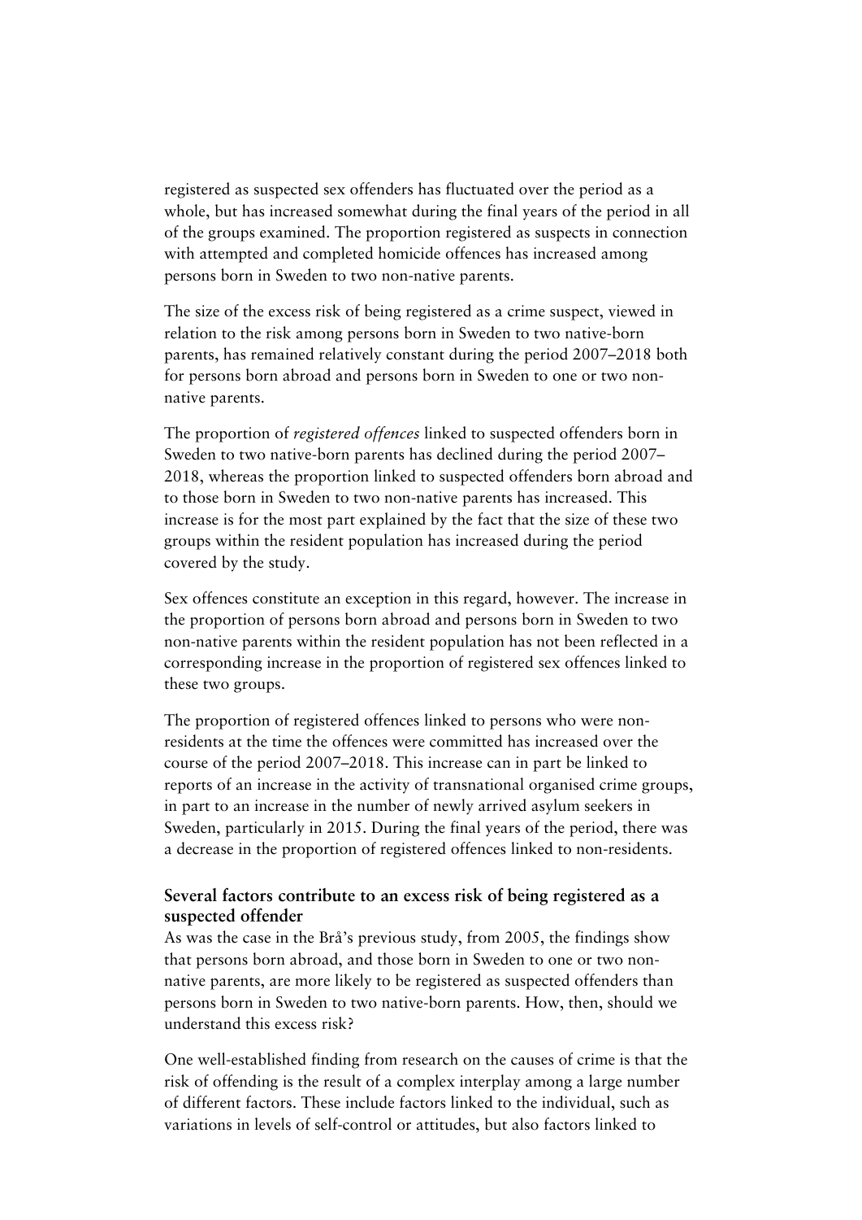registered as suspected sex offenders has fluctuated over the period as a whole, but has increased somewhat during the final years of the period in all of the groups examined. The proportion registered as suspects in connection with attempted and completed homicide offences has increased among persons born in Sweden to two non-native parents.

The size of the excess risk of being registered as a crime suspect, viewed in relation to the risk among persons born in Sweden to two native-born parents, has remained relatively constant during the period 2007–2018 both for persons born abroad and persons born in Sweden to one or two non-native parents.

The proportion of *registered offences* linked to suspected offenders born in Sweden to two native-born parents has declined during the period 2007–2018, whereas the proportion linked to suspected offenders born abroad and to those born in Sweden to two non-native parents has increased. This increase is for the most part explained by the fact that the size of these two groups within the resident population has increased during the period covered by the study.

Sex offences constitute an exception in this regard, however. The increase in the proportion of persons born abroad and persons born in Sweden to two non-native parents within the resident population has not been reflected in a corresponding increase in the proportion of registered sex offences linked to these two groups.

The proportion of registered offences linked to persons who were non-residents at the time the offences were committed has increased over the course of the period 2007–2018. This increase can in part be linked to reports of an increase in the activity of transnational organised crime groups, in part to an increase in the number of newly arrived asylum seekers in Sweden, particularly in 2015. During the final years of the period, there was a decrease in the proportion of registered offences linked to non-residents.

### Several factors contribute to an excess risk of being registered as a suspected offender

As was the case in the Brå's previous study, from 2005, the findings show that persons born abroad, and those born in Sweden to one or two non-native parents, are more likely to be registered as suspected offenders than persons born in Sweden to two native-born parents. How, then, should we understand this excess risk?

One well-established finding from research on the causes of crime is that the risk of offending is the result of a complex interplay among a large number of different factors. These include factors linked to the individual, such as variations in levels of self-control or attitudes, but also factors linked to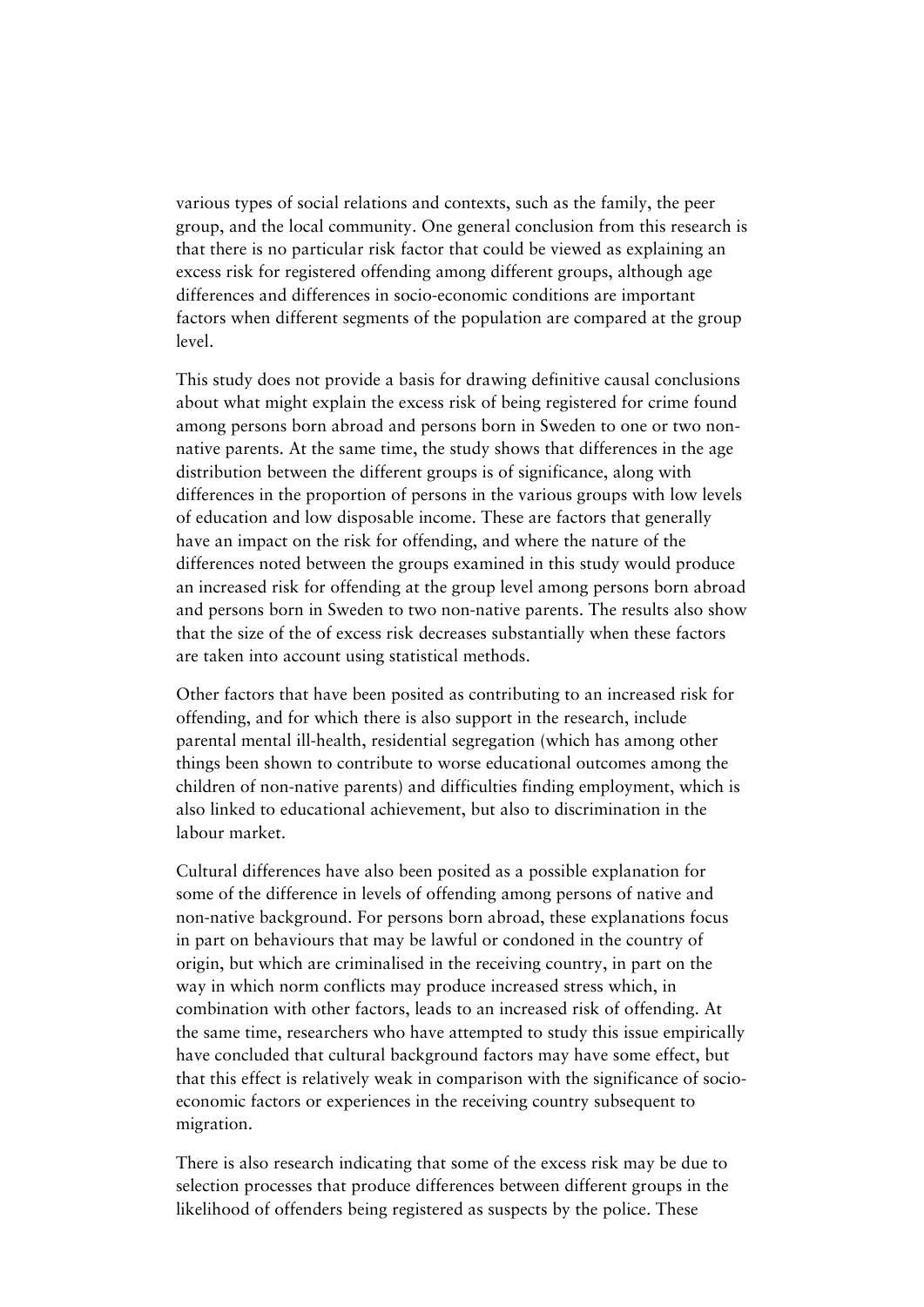various types of social relations and contexts, such as the family, the peer group, and the local community. One general conclusion from this research is that there is no particular risk factor that could be viewed as explaining an excess risk for registered offending among different groups, although age differences and differences in socio-economic conditions are important factors when different segments of the population are compared at the group level.

This study does not provide a basis for drawing definitive causal conclusions about what might explain the excess risk of being registered for crime found among persons born abroad and persons born in Sweden to one or two non-native parents. At the same time, the study shows that differences in the age distribution between the different groups is of significance, along with differences in the proportion of persons in the various groups with low levels of education and low disposable income. These are factors that generally have an impact on the risk for offending, and where the nature of the differences noted between the groups examined in this study would produce an increased risk for offending at the group level among persons born abroad and persons born in Sweden to two non-native parents. The results also show that the size of the of excess risk decreases substantially when these factors are taken into account using statistical methods.

Other factors that have been posited as contributing to an increased risk for offending, and for which there is also support in the research, include parental mental ill-health, residential segregation (which has among other things been shown to contribute to worse educational outcomes among the children of non-native parents) and difficulties finding employment, which is also linked to educational achievement, but also to discrimination in the labour market.

Cultural differences have also been posited as a possible explanation for some of the difference in levels of offending among persons of native and non-native background. For persons born abroad, these explanations focus in part on behaviours that may be lawful or condoned in the country of origin, but which are criminalised in the receiving country, in part on the way in which norm conflicts may produce increased stress which, in combination with other factors, leads to an increased risk of offending. At the same time, researchers who have attempted to study this issue empirically have concluded that cultural background factors may have some effect, but that this effect is relatively weak in comparison with the significance of socio-economic factors or experiences in the receiving country subsequent to migration.

There is also research indicating that some of the excess risk may be due to selection processes that produce differences between different groups in the likelihood of offenders being registered as suspects by the police. These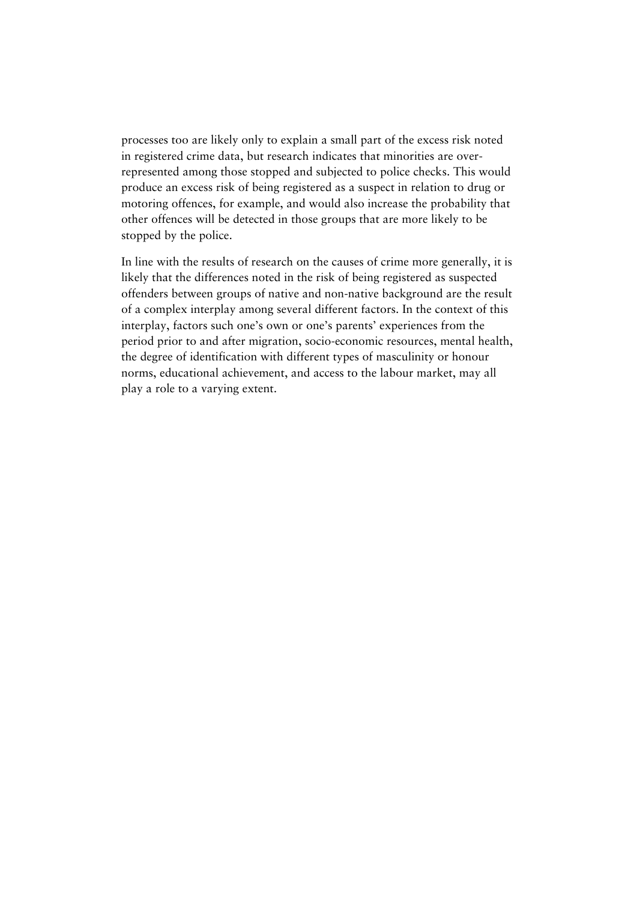processes too are likely only to explain a small part of the excess risk noted in registered crime data, but research indicates that minorities are over-represented among those stopped and subjected to police checks. This would produce an excess risk of being registered as a suspect in relation to drug or motoring offences, for example, and would also increase the probability that other offences will be detected in those groups that are more likely to be stopped by the police.

In line with the results of research on the causes of crime more generally, it is likely that the differences noted in the risk of being registered as suspected offenders between groups of native and non-native background are the result of a complex interplay among several different factors. In the context of this interplay, factors such one's own or one's parents' experiences from the period prior to and after migration, socio-economic resources, mental health, the degree of identification with different types of masculinity or honour norms, educational achievement, and access to the labour market, may all play a role to a varying extent.